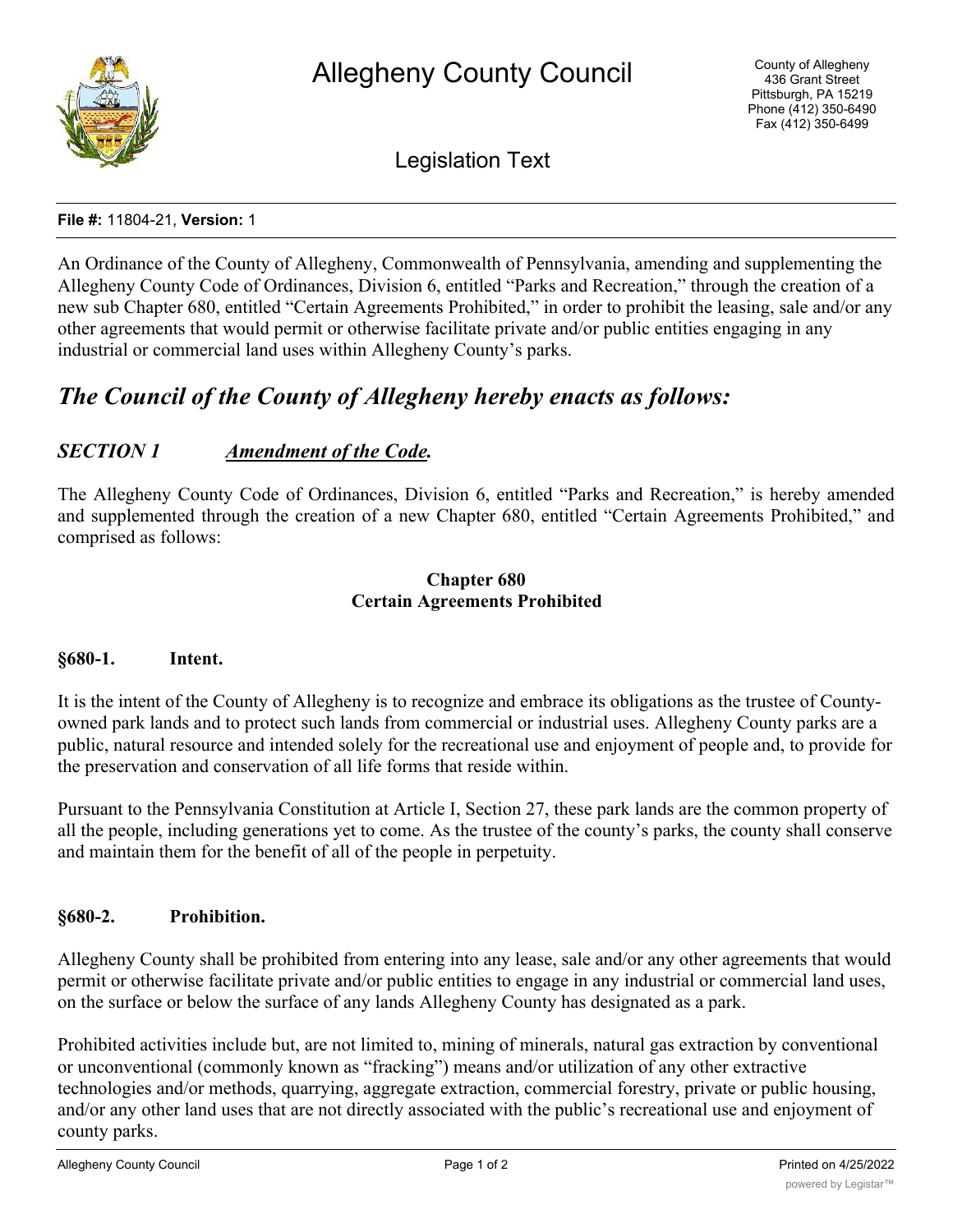# Allegheny County Council

County of Allegheny
436 Grant Street
Pittsburgh, PA 15219
Phone (412) 350-6490
Fax (412) 350-6499

## Legislation Text

**File #:** 11804-21, **Version:** 1

An Ordinance of the County of Allegheny, Commonwealth of Pennsylvania, amending and supplementing the Allegheny County Code of Ordinances, Division 6, entitled "Parks and Recreation," through the creation of a new sub Chapter 680, entitled "Certain Agreements Prohibited," in order to prohibit the leasing, sale and/or any other agreements that would permit or otherwise facilitate private and/or public entities engaging in any industrial or commercial land uses within Allegheny County's parks.

## *The Council of the County of Allegheny hereby enacts as follows:*

### *SECTION 1* *Amendment of the Code.*

The Allegheny County Code of Ordinances, Division 6, entitled "Parks and Recreation," is hereby amended and supplemented through the creation of a new Chapter 680, entitled "Certain Agreements Prohibited," and comprised as follows:

**Chapter 680**
**Certain Agreements Prohibited**

**§680-1. Intent.**

It is the intent of the County of Allegheny is to recognize and embrace its obligations as the trustee of County-owned park lands and to protect such lands from commercial or industrial uses. Allegheny County parks are a public, natural resource and intended solely for the recreational use and enjoyment of people and, to provide for the preservation and conservation of all life forms that reside within.

Pursuant to the Pennsylvania Constitution at Article I, Section 27, these park lands are the common property of all the people, including generations yet to come. As the trustee of the county's parks, the county shall conserve and maintain them for the benefit of all of the people in perpetuity.

**§680-2. Prohibition.**

Allegheny County shall be prohibited from entering into any lease, sale and/or any other agreements that would permit or otherwise facilitate private and/or public entities to engage in any industrial or commercial land uses, on the surface or below the surface of any lands Allegheny County has designated as a park.

Prohibited activities include but, are not limited to, mining of minerals, natural gas extraction by conventional or unconventional (commonly known as "fracking") means and/or utilization of any other extractive technologies and/or methods, quarrying, aggregate extraction, commercial forestry, private or public housing, and/or any other land uses that are not directly associated with the public's recreational use and enjoyment of county parks.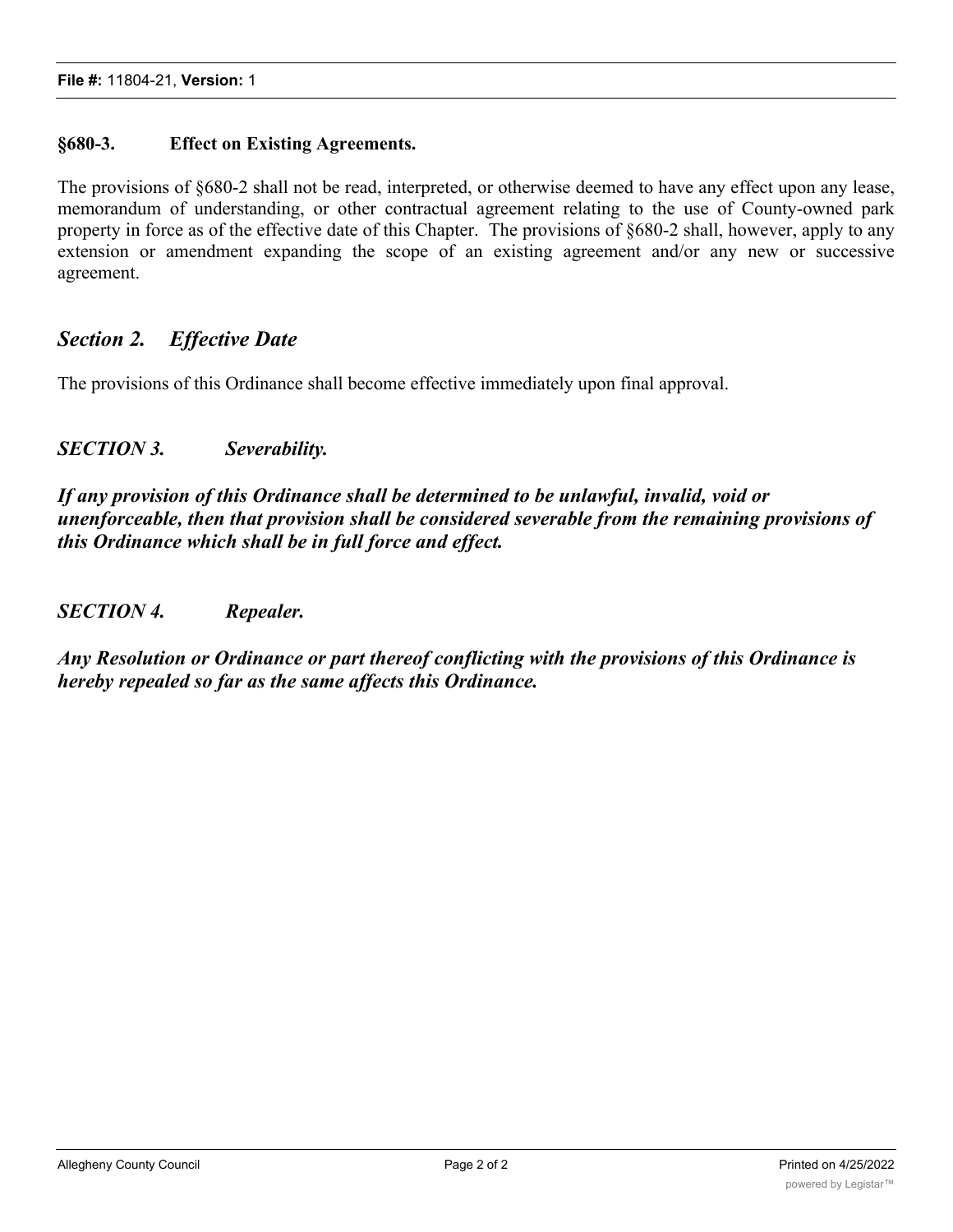**§680-3. Effect on Existing Agreements.**

The provisions of §680-2 shall not be read, interpreted, or otherwise deemed to have any effect upon any lease, memorandum of understanding, or other contractual agreement relating to the use of County-owned park property in force as of the effective date of this Chapter. The provisions of §680-2 shall, however, apply to any extension or amendment expanding the scope of an existing agreement and/or any new or successive agreement.

## *Section 2. Effective Date*

The provisions of this Ordinance shall become effective immediately upon final approval.

***SECTION 3. Severability.***

***If any provision of this Ordinance shall be determined to be unlawful, invalid, void or unenforceable, then that provision shall be considered severable from the remaining provisions of this Ordinance which shall be in full force and effect.***

***SECTION 4. Repealer.***

***Any Resolution or Ordinance or part thereof conflicting with the provisions of this Ordinance is hereby repealed so far as the same affects this Ordinance.***